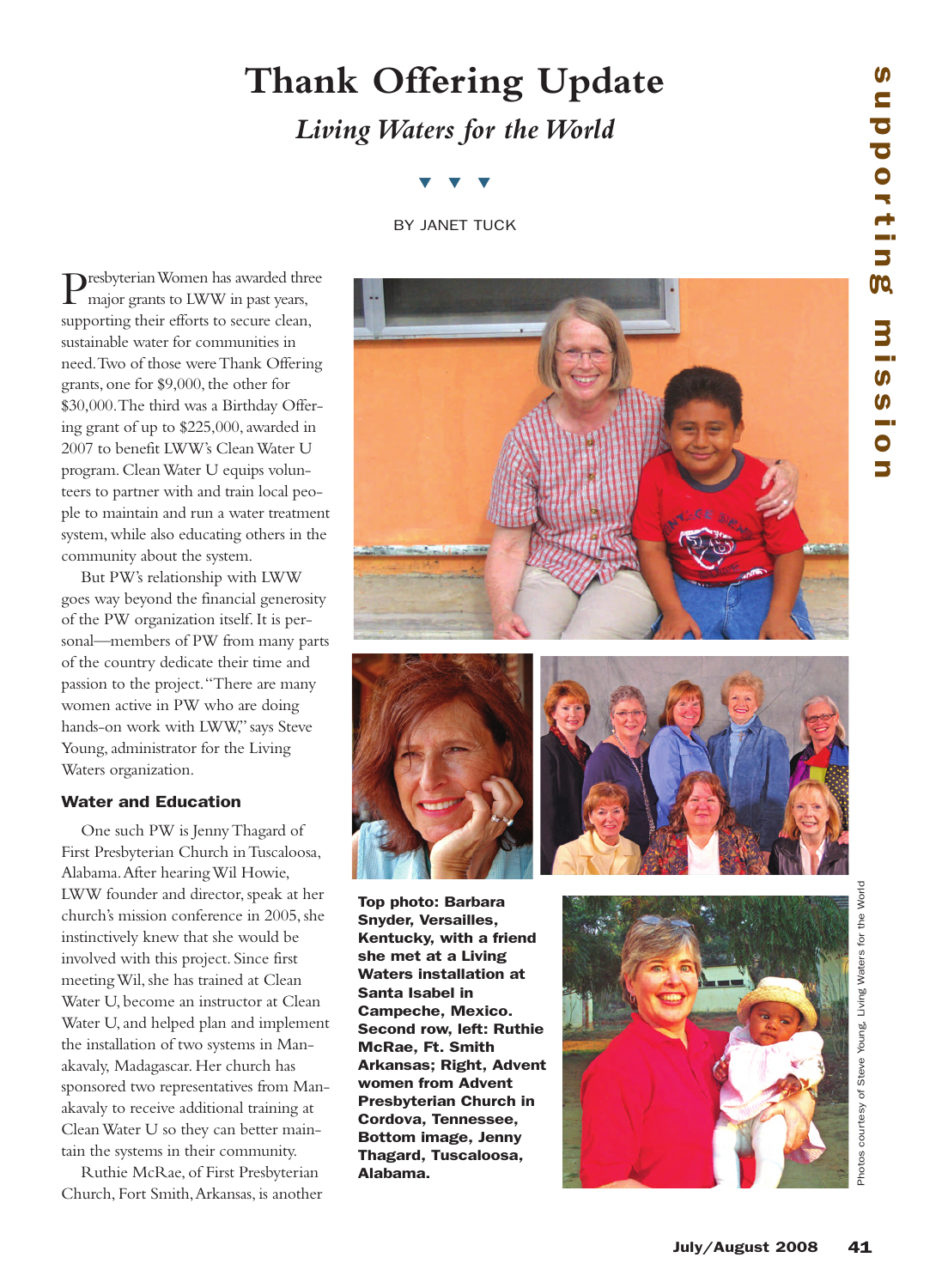# Thank Offering Update

## *Living Waters for the World*

BY JANET TUCK

Presbyterian Women has awarded three major grants to LWW in past years, supporting their efforts to secure clean, sustainable water for communities in need. Two of those were Thank Offering grants, one for $9,000, the other for $30,000. The third was a Birthday Offering grant of up to $225,000, awarded in 2007 to benefit LWW's Clean Water U program. Clean Water U equips volunteers to partner with and train local people to maintain and run a water treatment system, while also educating others in the community about the system.

But PW's relationship with LWW goes way beyond the financial generosity of the PW organization itself. It is personal—members of PW from many parts of the country dedicate their time and passion to the project. "There are many women active in PW who are doing hands-on work with LWW," says Steve Young, administrator for the Living Waters organization.

### Water and Education

One such PW is Jenny Thagard of First Presbyterian Church in Tuscaloosa, Alabama. After hearing Wil Howie, LWW founder and director, speak at her church's mission conference in 2005, she instinctively knew that she would be involved with this project. Since first meeting Wil, she has trained at Clean Water U, become an instructor at Clean Water U, and helped plan and implement the installation of two systems in Manakavaly, Madagascar. Her church has sponsored two representatives from Manakavaly to receive additional training at Clean Water U so they can better maintain the systems in their community.

Ruthie McRae, of First Presbyterian Church, Fort Smith, Arkansas, is another

**Top photo: Barbara Snyder, Versailles, Kentucky, with a friend she met at a Living Waters installation at Santa Isabel in Campeche, Mexico. Second row, left: Ruthie McRae, Ft. Smith Arkansas; Right, Advent women from Advent Presbyterian Church in Cordova, Tennessee. Bottom image, Jenny Thagard, Tuscaloosa, Alabama.**

Photos courtesy of Steve Young, Living Waters for the World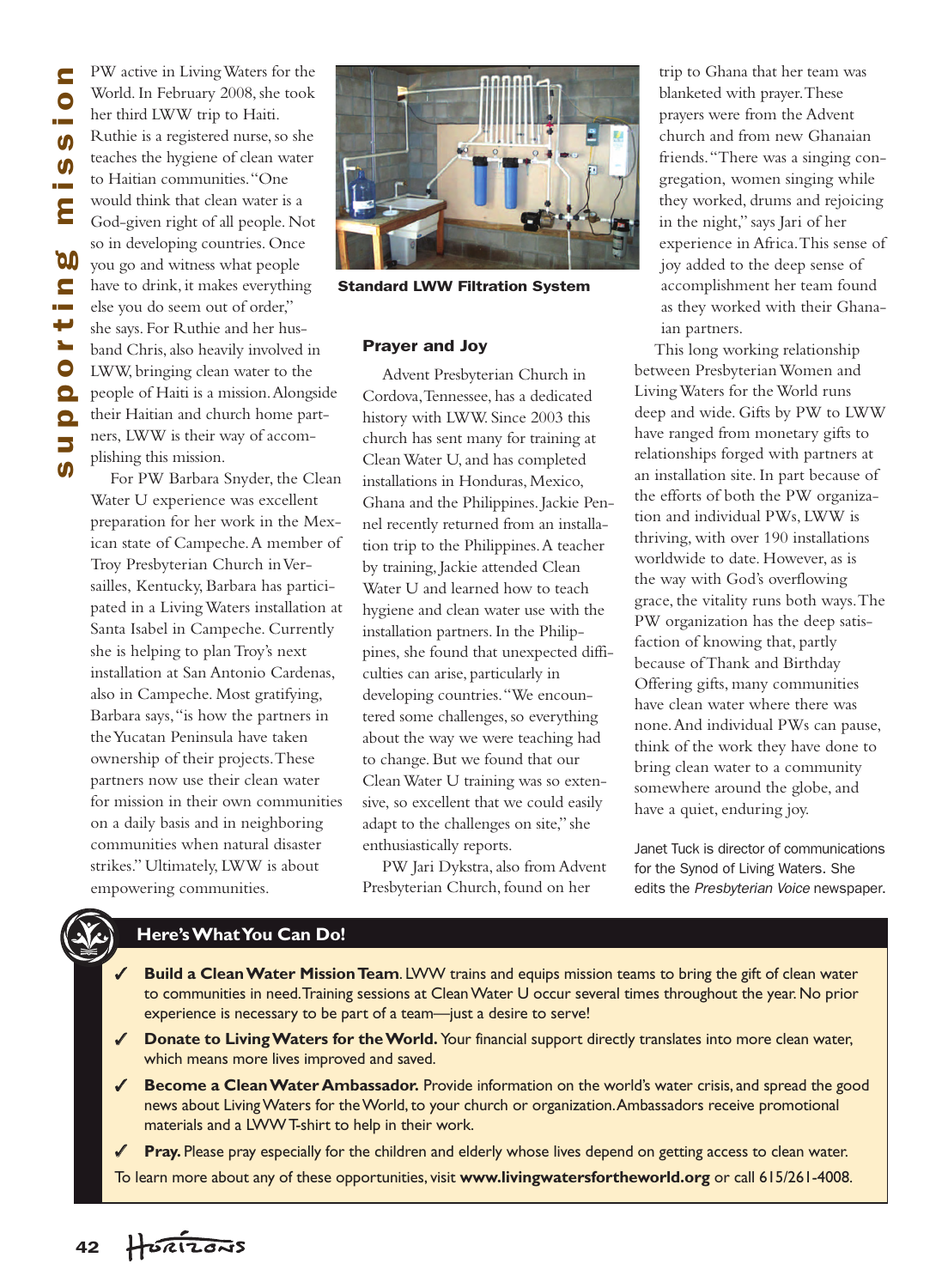PW active in Living Waters for the World. In February 2008, she took her third LWW trip to Haiti. Ruthie is a registered nurse, so she teaches the hygiene of clean water to Haitian communities. "One would think that clean water is a God-given right of all people. Not so in developing countries. Once you go and witness what people have to drink, it makes everything else you do seem out of order," she says. For Ruthie and her husband Chris, also heavily involved in LWW, bringing clean water to the people of Haiti is a mission. Alongside their Haitian and church home partners, LWW is their way of accomplishing this mission.

For PW Barbara Snyder, the Clean Water U experience was excellent preparation for her work in the Mexican state of Campeche. A member of Troy Presbyterian Church in Versailles, Kentucky, Barbara has participated in a Living Waters installation at Santa Isabel in Campeche. Currently she is helping to plan Troy's next installation at San Antonio Cardenas, also in Campeche. Most gratifying, Barbara says, "is how the partners in the Yucatan Peninsula have taken ownership of their projects. These partners now use their clean water for mission in their own communities on a daily basis and in neighboring communities when natural disaster strikes." Ultimately, LWW is about empowering communities.

**Standard LWW Filtration System**

### Prayer and Joy

Advent Presbyterian Church in Cordova, Tennessee, has a dedicated history with LWW. Since 2003 this church has sent many for training at Clean Water U, and has completed installations in Honduras, Mexico, Ghana and the Philippines. Jackie Pennel recently returned from an installation trip to the Philippines. A teacher by training, Jackie attended Clean Water U and learned how to teach hygiene and clean water use with the installation partners. In the Philippines, she found that unexpected difficulties can arise, particularly in developing countries. "We encountered some challenges, so everything about the way we were teaching had to change. But we found that our Clean Water U training was so extensive, so excellent that we could easily adapt to the challenges on site," she enthusiastically reports.

PW Jari Dykstra, also from Advent Presbyterian Church, found on her trip to Ghana that her team was blanketed with prayer. These prayers were from the Advent church and from new Ghanaian friends. "There was a singing congregation, women singing while they worked, drums and rejoicing in the night," says Jari of her experience in Africa. This sense of joy added to the deep sense of accomplishment her team found as they worked with their Ghanaian partners.

This long working relationship between Presbyterian Women and Living Waters for the World runs deep and wide. Gifts by PW to LWW have ranged from monetary gifts to relationships forged with partners at an installation site. In part because of the efforts of both the PW organization and individual PWs, LWW is thriving, with over 190 installations worldwide to date. However, as is the way with God's overflowing grace, the vitality runs both ways. The PW organization has the deep satisfaction of knowing that, partly because of Thank and Birthday Offering gifts, many communities have clean water where there was none. And individual PWs can pause, think of the work they have done to bring clean water to a community somewhere around the globe, and have a quiet, enduring joy.

Janet Tuck is director of communications for the Synod of Living Waters. She edits the *Presbyterian Voice* newspaper.

### Here's What You Can Do!

- ✓ **Build a Clean Water Mission Team.** LWW trains and equips mission teams to bring the gift of clean water to communities in need. Training sessions at Clean Water U occur several times throughout the year. No prior experience is necessary to be part of a team—just a desire to serve!
- ✓ **Donate to Living Waters for the World.** Your financial support directly translates into more clean water, which means more lives improved and saved.
- ✓ **Become a Clean Water Ambassador.** Provide information on the world's water crisis, and spread the good news about Living Waters for the World, to your church or organization. Ambassadors receive promotional materials and a LWW T-shirt to help in their work.
- ✓ **Pray.** Please pray especially for the children and elderly whose lives depend on getting access to clean water.

To learn more about any of these opportunities, visit **www.livingwatersfortheworld.org** or call 615/261-4008.